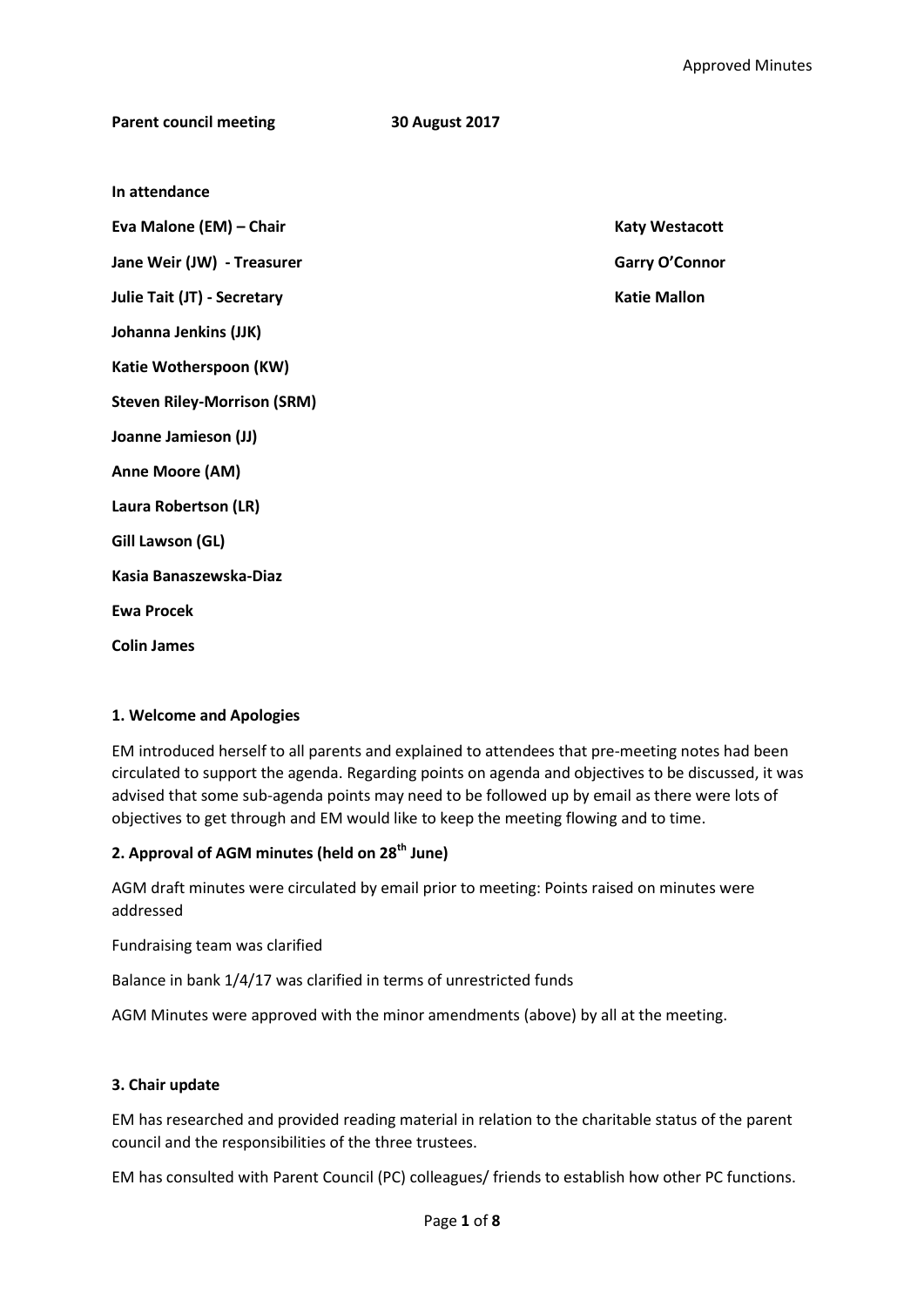Approved Minutes

**Parent council meeting 30 August 2017**

**In attendance**

**Eva Malone (EM) – Chair**

**Jane Weir (JW) - Treasurer**

**Julie Tait (JT) - Secretary**

**Johanna Jenkins (JJK)**

**Katie Wotherspoon (KW)**

**Steven Riley-Morrison (SRM)**

**Joanne Jamieson (JJ)**

**Anne Moore (AM)**

**Laura Robertson (LR)**

**Gill Lawson (GL)**

**Kasia Banaszewska-Diaz**

**Ewa Procek**

**Colin James**

**Katy Westacott**

**Garry O'Connor**

**Katie Mallon**

### 1. Welcome and Apologies

EM introduced herself to all parents and explained to attendees that pre-meeting notes had been circulated to support the agenda. Regarding points on agenda and objectives to be discussed, it was advised that some sub-agenda points may need to be followed up by email as there were lots of objectives to get through and EM would like to keep the meeting flowing and to time.

### 2. Approval of AGM minutes (held on 28th June)

AGM draft minutes were circulated by email prior to meeting: Points raised on minutes were addressed

Fundraising team was clarified

Balance in bank 1/4/17 was clarified in terms of unrestricted funds

AGM Minutes were approved with the minor amendments (above) by all at the meeting.

### 3. Chair update

EM has researched and provided reading material in relation to the charitable status of the parent council and the responsibilities of the three trustees.

EM has consulted with Parent Council (PC) colleagues/ friends to establish how other PC functions.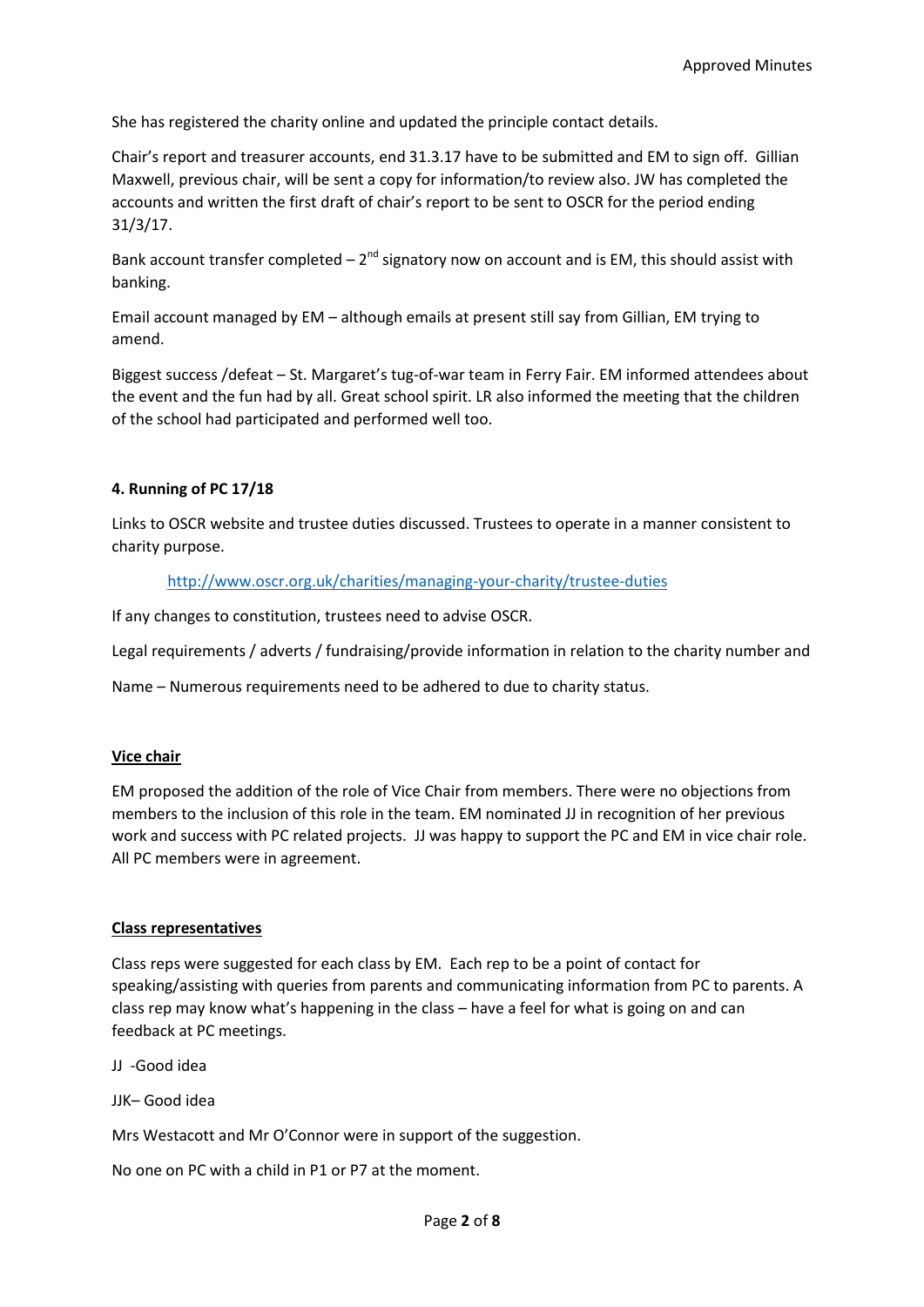She has registered the charity online and updated the principle contact details.

Chair's report and treasurer accounts, end 31.3.17 have to be submitted and EM to sign off. Gillian Maxwell, previous chair, will be sent a copy for information/to review also. JW has completed the accounts and written the first draft of chair's report to be sent to OSCR for the period ending 31/3/17.

Bank account transfer completed – 2nd signatory now on account and is EM, this should assist with banking.

Email account managed by EM – although emails at present still say from Gillian, EM trying to amend.

Biggest success /defeat – St. Margaret's tug-of-war team in Ferry Fair. EM informed attendees about the event and the fun had by all. Great school spirit. LR also informed the meeting that the children of the school had participated and performed well too.

**4. Running of PC 17/18**

Links to OSCR website and trustee duties discussed. Trustees to operate in a manner consistent to charity purpose.

http://www.oscr.org.uk/charities/managing-your-charity/trustee-duties

If any changes to constitution, trustees need to advise OSCR.

Legal requirements / adverts / fundraising/provide information in relation to the charity number and

Name – Numerous requirements need to be adhered to due to charity status.

**Vice chair**

EM proposed the addition of the role of Vice Chair from members. There were no objections from members to the inclusion of this role in the team. EM nominated JJ in recognition of her previous work and success with PC related projects. JJ was happy to support the PC and EM in vice chair role. All PC members were in agreement.

**Class representatives**

Class reps were suggested for each class by EM. Each rep to be a point of contact for speaking/assisting with queries from parents and communicating information from PC to parents. A class rep may know what's happening in the class – have a feel for what is going on and can feedback at PC meetings.

JJ -Good idea

JJK– Good idea

Mrs Westacott and Mr O'Connor were in support of the suggestion.

No one on PC with a child in P1 or P7 at the moment.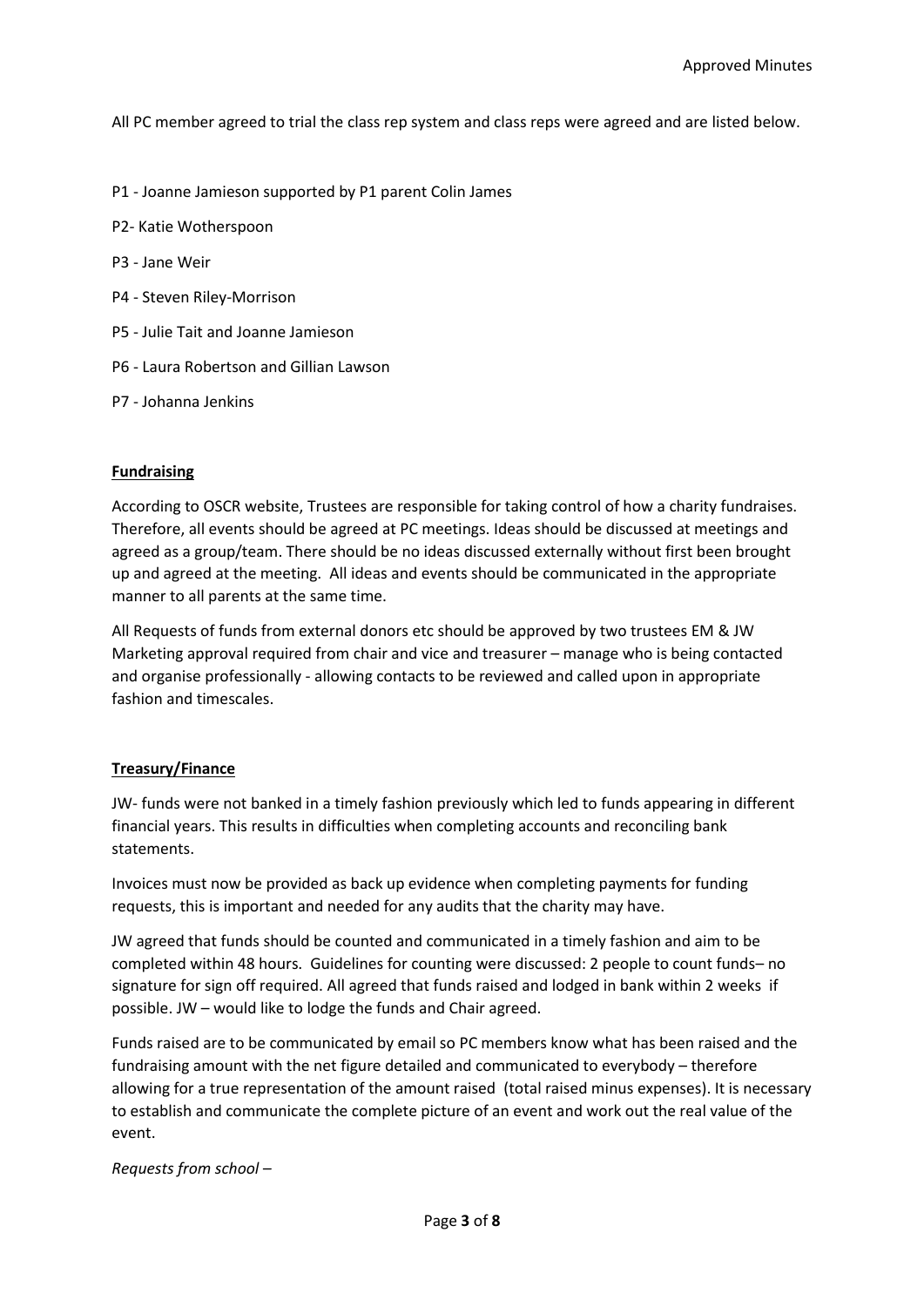All PC member agreed to trial the class rep system and class reps were agreed and are listed below.

P1 - Joanne Jamieson supported by P1 parent Colin James

P2- Katie Wotherspoon

P3 - Jane Weir

P4 - Steven Riley-Morrison

P5 - Julie Tait and Joanne Jamieson

P6 - Laura Robertson and Gillian Lawson

P7 - Johanna Jenkins

**Fundraising**

According to OSCR website, Trustees are responsible for taking control of how a charity fundraises. Therefore, all events should be agreed at PC meetings. Ideas should be discussed at meetings and agreed as a group/team. There should be no ideas discussed externally without first been brought up and agreed at the meeting. All ideas and events should be communicated in the appropriate manner to all parents at the same time.

All Requests of funds from external donors etc should be approved by two trustees EM & JW Marketing approval required from chair and vice and treasurer – manage who is being contacted and organise professionally - allowing contacts to be reviewed and called upon in appropriate fashion and timescales.

**Treasury/Finance**

JW- funds were not banked in a timely fashion previously which led to funds appearing in different financial years. This results in difficulties when completing accounts and reconciling bank statements.

Invoices must now be provided as back up evidence when completing payments for funding requests, this is important and needed for any audits that the charity may have.

JW agreed that funds should be counted and communicated in a timely fashion and aim to be completed within 48 hours. Guidelines for counting were discussed: 2 people to count funds– no signature for sign off required. All agreed that funds raised and lodged in bank within 2 weeks if possible. JW – would like to lodge the funds and Chair agreed.

Funds raised are to be communicated by email so PC members know what has been raised and the fundraising amount with the net figure detailed and communicated to everybody – therefore allowing for a true representation of the amount raised (total raised minus expenses). It is necessary to establish and communicate the complete picture of an event and work out the real value of the event.

*Requests from school* –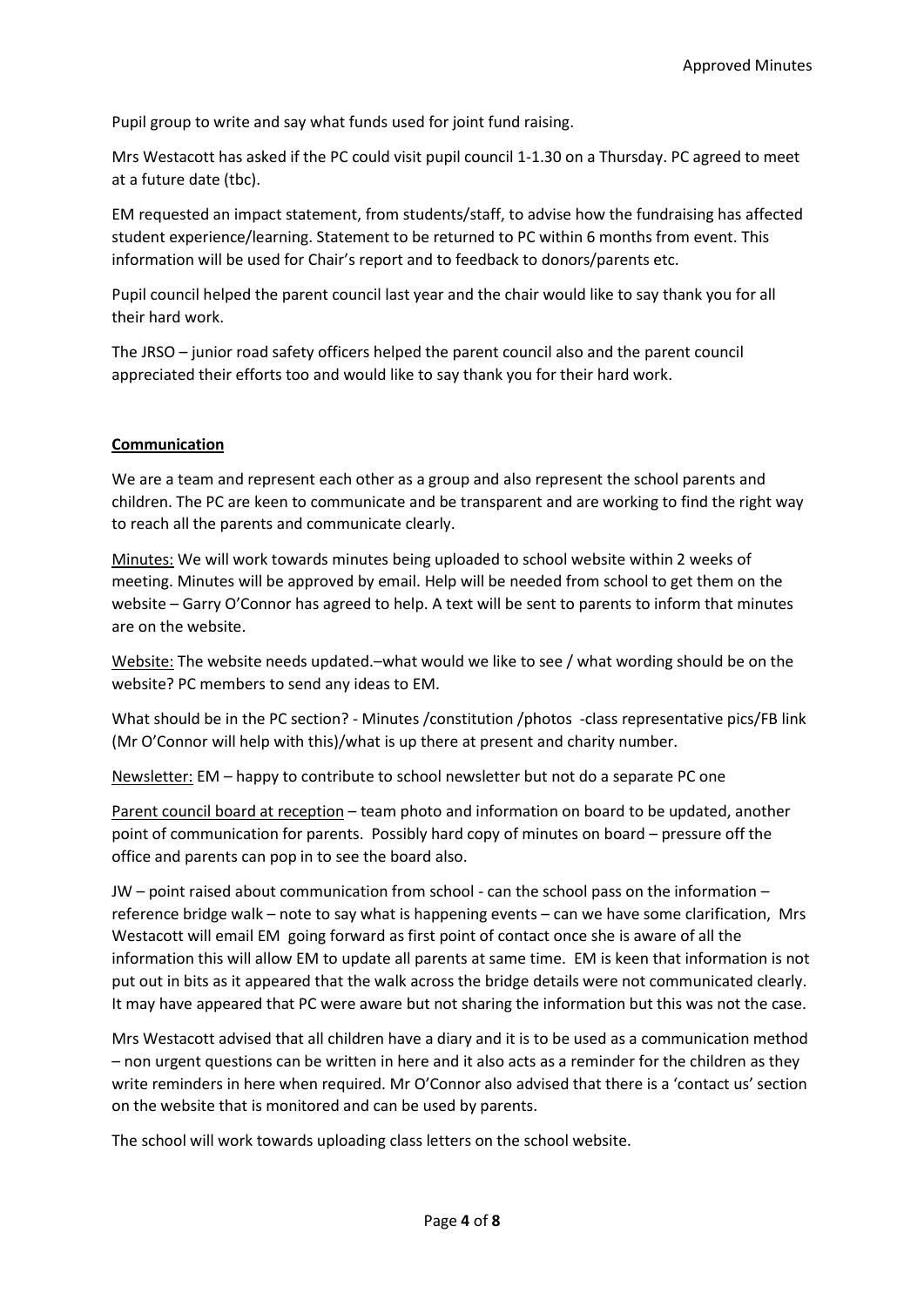Pupil group to write and say what funds used for joint fund raising.

Mrs Westacott has asked if the PC could visit pupil council 1-1.30 on a Thursday. PC agreed to meet at a future date (tbc).

EM requested an impact statement, from students/staff, to advise how the fundraising has affected student experience/learning. Statement to be returned to PC within 6 months from event. This information will be used for Chair's report and to feedback to donors/parents etc.

Pupil council helped the parent council last year and the chair would like to say thank you for all their hard work.

The JRSO – junior road safety officers helped the parent council also and the parent council appreciated their efforts too and would like to say thank you for their hard work.

**Communication**

We are a team and represent each other as a group and also represent the school parents and children. The PC are keen to communicate and be transparent and are working to find the right way to reach all the parents and communicate clearly.

Minutes: We will work towards minutes being uploaded to school website within 2 weeks of meeting. Minutes will be approved by email. Help will be needed from school to get them on the website – Garry O'Connor has agreed to help. A text will be sent to parents to inform that minutes are on the website.

Website: The website needs updated.–what would we like to see / what wording should be on the website? PC members to send any ideas to EM.

What should be in the PC section? - Minutes /constitution /photos -class representative pics/FB link (Mr O'Connor will help with this)/what is up there at present and charity number.

Newsletter: EM – happy to contribute to school newsletter but not do a separate PC one

Parent council board at reception – team photo and information on board to be updated, another point of communication for parents. Possibly hard copy of minutes on board – pressure off the office and parents can pop in to see the board also.

JW – point raised about communication from school - can the school pass on the information – reference bridge walk – note to say what is happening events – can we have some clarification, Mrs Westacott will email EM going forward as first point of contact once she is aware of all the information this will allow EM to update all parents at same time. EM is keen that information is not put out in bits as it appeared that the walk across the bridge details were not communicated clearly. It may have appeared that PC were aware but not sharing the information but this was not the case.

Mrs Westacott advised that all children have a diary and it is to be used as a communication method – non urgent questions can be written in here and it also acts as a reminder for the children as they write reminders in here when required. Mr O'Connor also advised that there is a 'contact us' section on the website that is monitored and can be used by parents.

The school will work towards uploading class letters on the school website.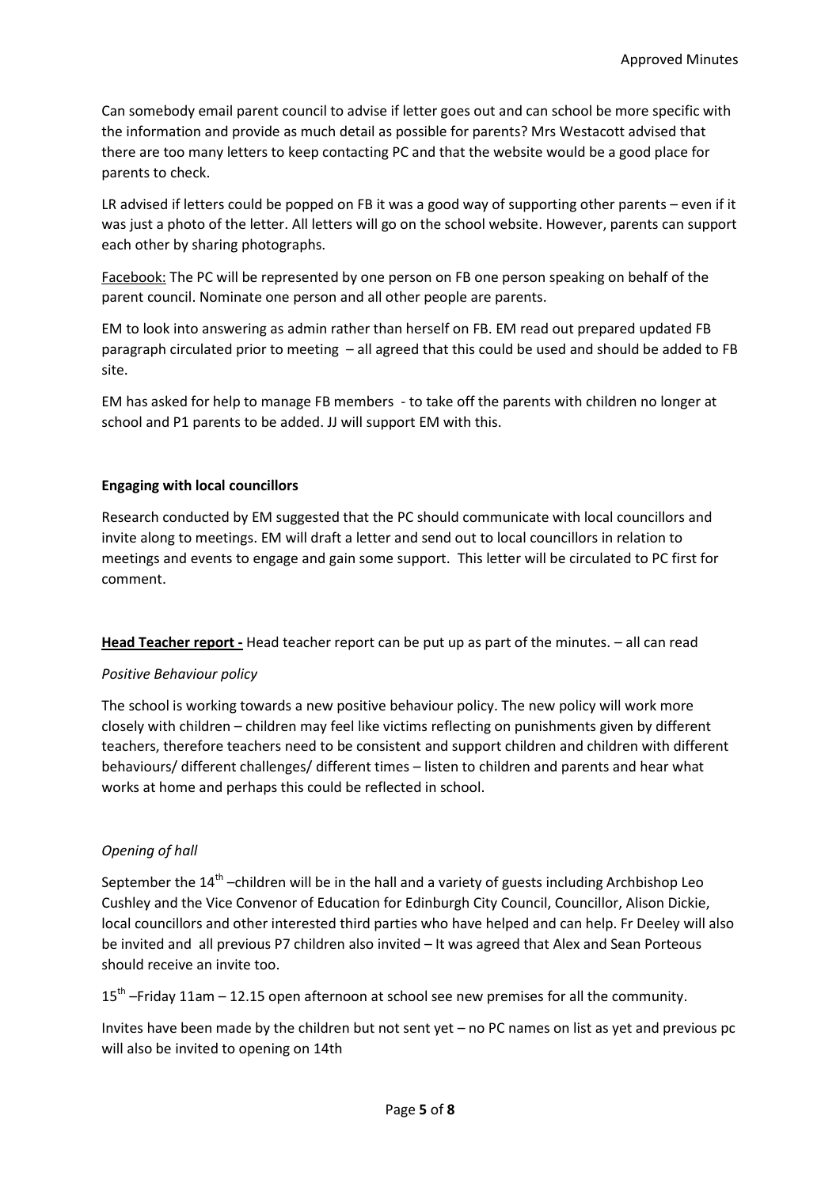Can somebody email parent council to advise if letter goes out and can school be more specific with the information and provide as much detail as possible for parents? Mrs Westacott advised that there are too many letters to keep contacting PC and that the website would be a good place for parents to check.

LR advised if letters could be popped on FB it was a good way of supporting other parents – even if it was just a photo of the letter. All letters will go on the school website. However, parents can support each other by sharing photographs.

Facebook: The PC will be represented by one person on FB one person speaking on behalf of the parent council. Nominate one person and all other people are parents.

EM to look into answering as admin rather than herself on FB. EM read out prepared updated FB paragraph circulated prior to meeting – all agreed that this could be used and should be added to FB site.

EM has asked for help to manage FB members - to take off the parents with children no longer at school and P1 parents to be added. JJ will support EM with this.

**Engaging with local councillors**

Research conducted by EM suggested that the PC should communicate with local councillors and invite along to meetings. EM will draft a letter and send out to local councillors in relation to meetings and events to engage and gain some support. This letter will be circulated to PC first for comment.

**Head Teacher report -** Head teacher report can be put up as part of the minutes. – all can read

*Positive Behaviour policy*

The school is working towards a new positive behaviour policy. The new policy will work more closely with children – children may feel like victims reflecting on punishments given by different teachers, therefore teachers need to be consistent and support children and children with different behaviours/ different challenges/ different times – listen to children and parents and hear what works at home and perhaps this could be reflected in school.

*Opening of hall*

September the 14th –children will be in the hall and a variety of guests including Archbishop Leo Cushley and the Vice Convenor of Education for Edinburgh City Council, Councillor, Alison Dickie, local councillors and other interested third parties who have helped and can help. Fr Deeley will also be invited and all previous P7 children also invited – It was agreed that Alex and Sean Porteous should receive an invite too.

15th –Friday 11am – 12.15 open afternoon at school see new premises for all the community.

Invites have been made by the children but not sent yet – no PC names on list as yet and previous pc will also be invited to opening on 14th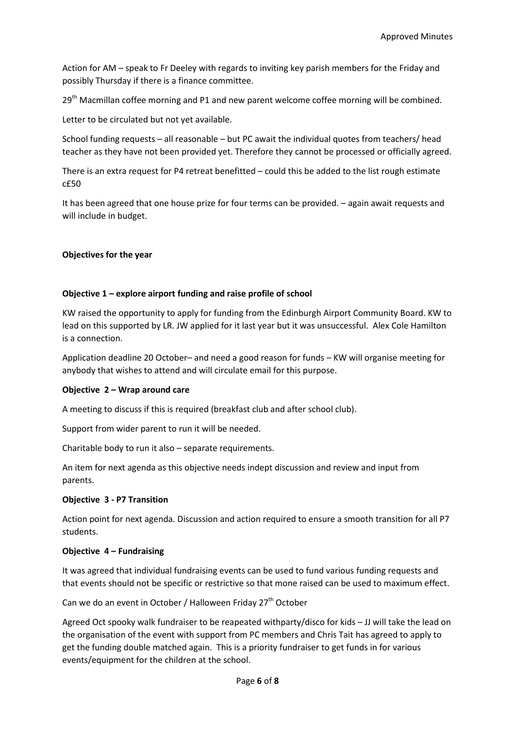Action for AM – speak to Fr Deeley with regards to inviting key parish members for the Friday and possibly Thursday if there is a finance committee.

29th Macmillan coffee morning and P1 and new parent welcome coffee morning will be combined.

Letter to be circulated but not yet available.

School funding requests – all reasonable – but PC await the individual quotes from teachers/ head teacher as they have not been provided yet. Therefore they cannot be processed or officially agreed.

There is an extra request for P4 retreat benefitted – could this be added to the list rough estimate c£50

It has been agreed that one house prize for four terms can be provided. – again await requests and will include in budget.

**Objectives for the year**

**Objective 1 – explore airport funding and raise profile of school**

KW raised the opportunity to apply for funding from the Edinburgh Airport Community Board. KW to lead on this supported by LR. JW applied for it last year but it was unsuccessful. Alex Cole Hamilton is a connection.

Application deadline 20 October– and need a good reason for funds – KW will organise meeting for anybody that wishes to attend and will circulate email for this purpose.

**Objective 2 – Wrap around care**

A meeting to discuss if this is required (breakfast club and after school club).

Support from wider parent to run it will be needed.

Charitable body to run it also – separate requirements.

An item for next agenda as this objective needs indept discussion and review and input from parents.

**Objective 3 - P7 Transition**

Action point for next agenda. Discussion and action required to ensure a smooth transition for all P7 students.

**Objective 4 – Fundraising**

It was agreed that individual fundraising events can be used to fund various funding requests and that events should not be specific or restrictive so that mone raised can be used to maximum effect.

Can we do an event in October / Halloween Friday 27th October

Agreed Oct spooky walk fundraiser to be reapeated withparty/disco for kids – JJ will take the lead on the organisation of the event with support from PC members and Chris Tait has agreed to apply to get the funding double matched again. This is a priority fundraiser to get funds in for various events/equipment for the children at the school.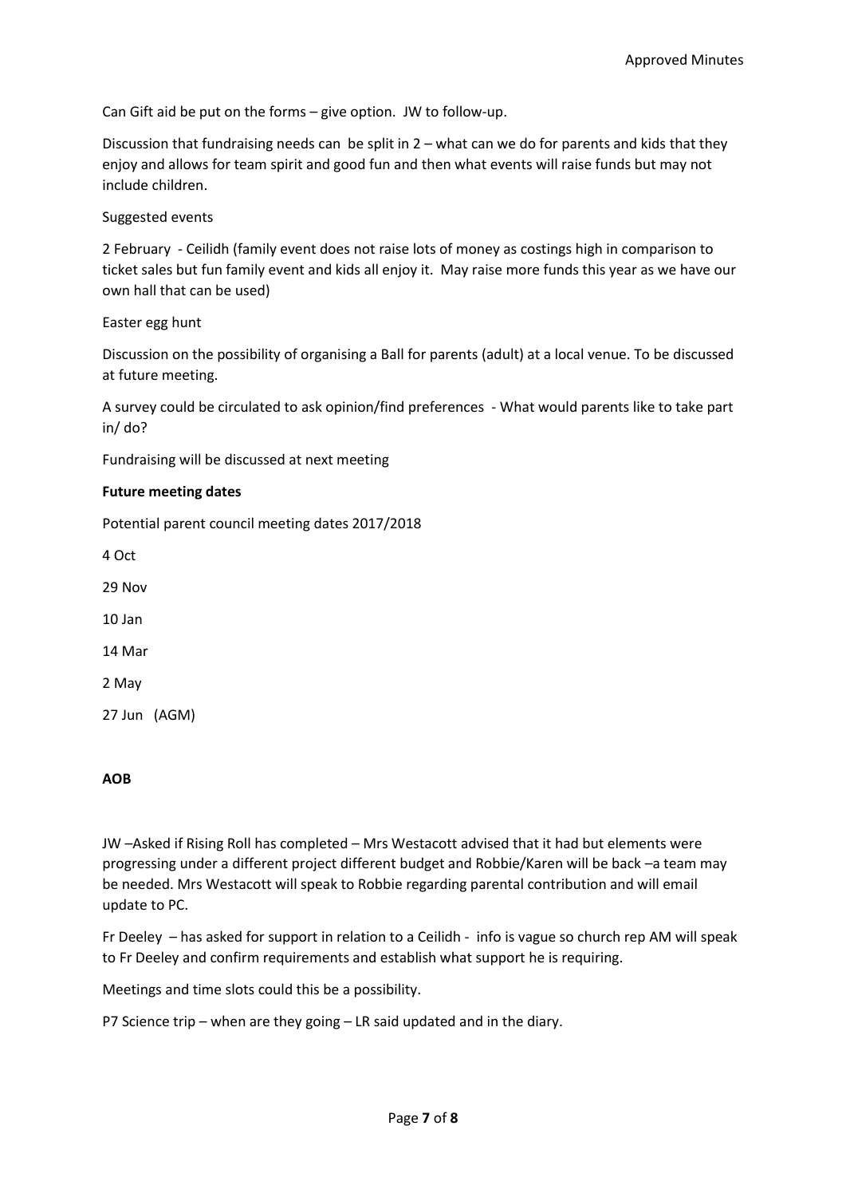Can Gift aid be put on the forms – give option. JW to follow-up.

Discussion that fundraising needs can be split in 2 – what can we do for parents and kids that they enjoy and allows for team spirit and good fun and then what events will raise funds but may not include children.

Suggested events

2 February - Ceilidh (family event does not raise lots of money as costings high in comparison to ticket sales but fun family event and kids all enjoy it. May raise more funds this year as we have our own hall that can be used)

Easter egg hunt

Discussion on the possibility of organising a Ball for parents (adult) at a local venue. To be discussed at future meeting.

A survey could be circulated to ask opinion/find preferences - What would parents like to take part in/ do?

Fundraising will be discussed at next meeting

**Future meeting dates**

Potential parent council meeting dates 2017/2018

4 Oct

29 Nov

10 Jan

14 Mar

2 May

27 Jun (AGM)

**AOB**

JW –Asked if Rising Roll has completed – Mrs Westacott advised that it had but elements were progressing under a different project different budget and Robbie/Karen will be back –a team may be needed. Mrs Westacott will speak to Robbie regarding parental contribution and will email update to PC.

Fr Deeley – has asked for support in relation to a Ceilidh - info is vague so church rep AM will speak to Fr Deeley and confirm requirements and establish what support he is requiring.

Meetings and time slots could this be a possibility.

P7 Science trip – when are they going – LR said updated and in the diary.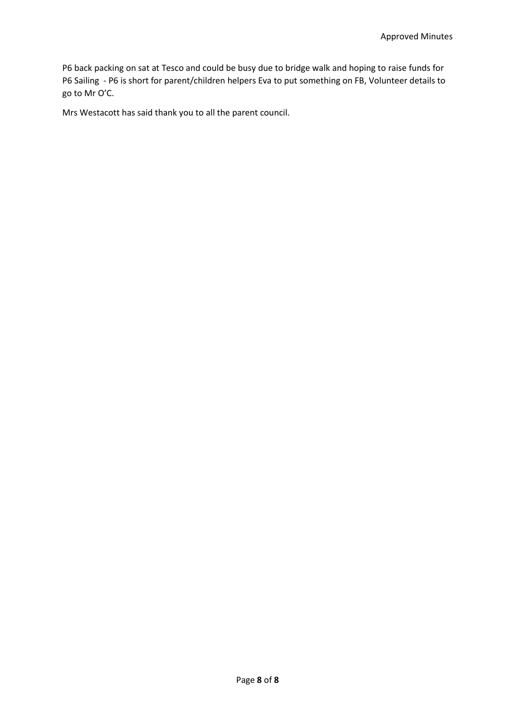P6 back packing on sat at Tesco and could be busy due to bridge walk and hoping to raise funds for P6 Sailing - P6 is short for parent/children helpers Eva to put something on FB, Volunteer details to go to Mr O'C.

Mrs Westacott has said thank you to all the parent council.